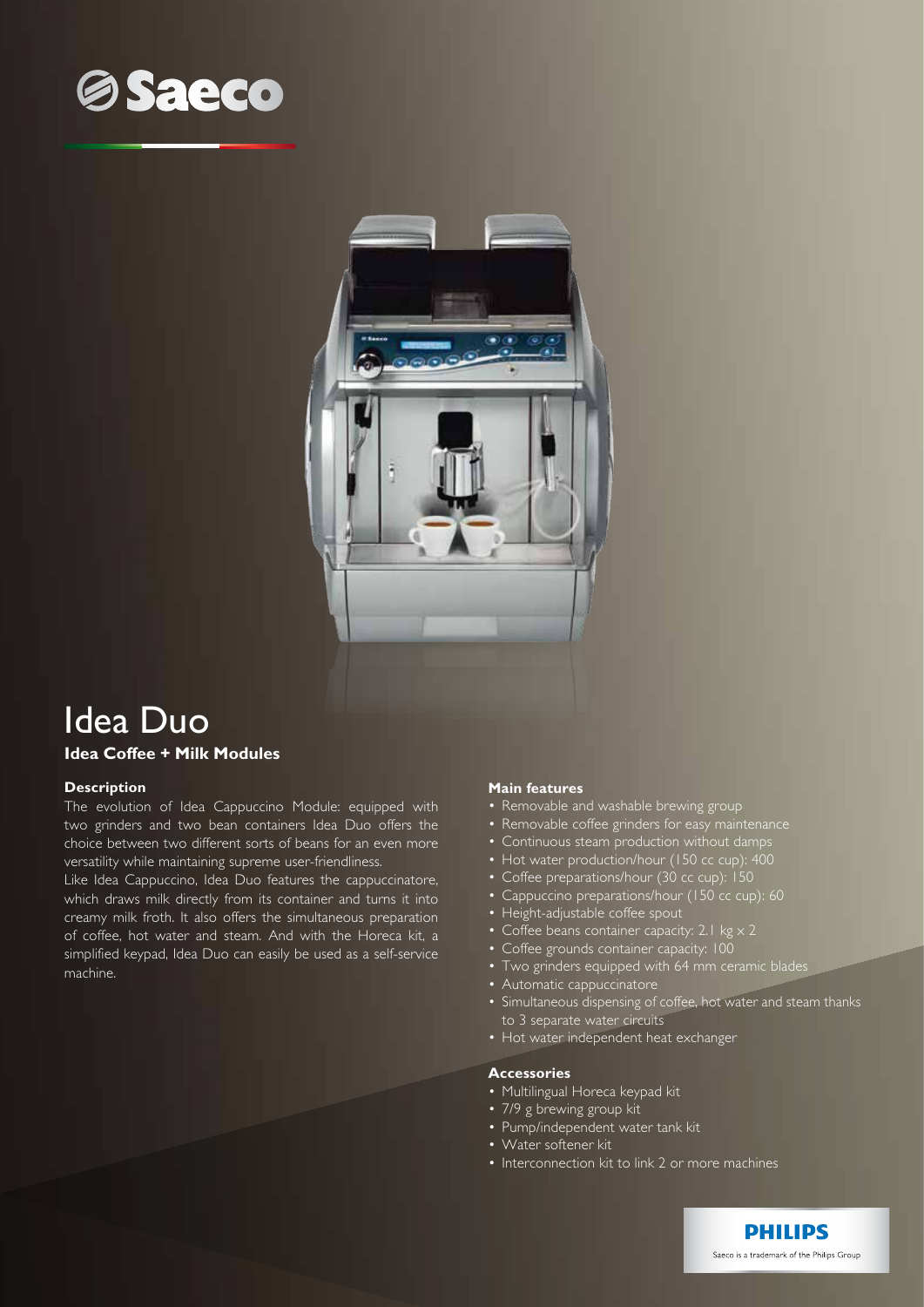# Saeco

# Idea Duo

**Idea Coffee + Milk Modules**

### Description

The evolution of Idea Cappuccino Module: equipped with two grinders and two bean containers Idea Duo offers the choice between two different sorts of beans for an even more versatility while maintaining supreme user-friendliness.

Like Idea Cappuccino, Idea Duo features the cappuccinatore, which draws milk directly from its container and turns it into creamy milk froth. It also offers the simultaneous preparation of coffee, hot water and steam. And with the Horeca kit, a simplified keypad, Idea Duo can easily be used as a self-service machine.

### Main features

- Removable and washable brewing group
- Removable coffee grinders for easy maintenance
- Continuous steam production without damps
- Hot water production/hour (150 cc cup): 400
- Coffee preparations/hour (30 cc cup): 150
- Cappuccino preparations/hour (150 cc cup): 60
- Height-adjustable coffee spout
- Coffee beans container capacity: 2.1 kg x 2
- Coffee grounds container capacity: 100
- Two grinders equipped with 64 mm ceramic blades
- Automatic cappuccinatore
- Simultaneous dispensing of coffee, hot water and steam thanks to 3 separate water circuits
- Hot water independent heat exchanger

### Accessories

- Multilingual Horeca keypad kit
- 7/9 g brewing group kit
- Pump/independent water tank kit
- Water softener kit
- Interconnection kit to link 2 or more machines

PHILIPS

Saeco is a trademark of the Philips Group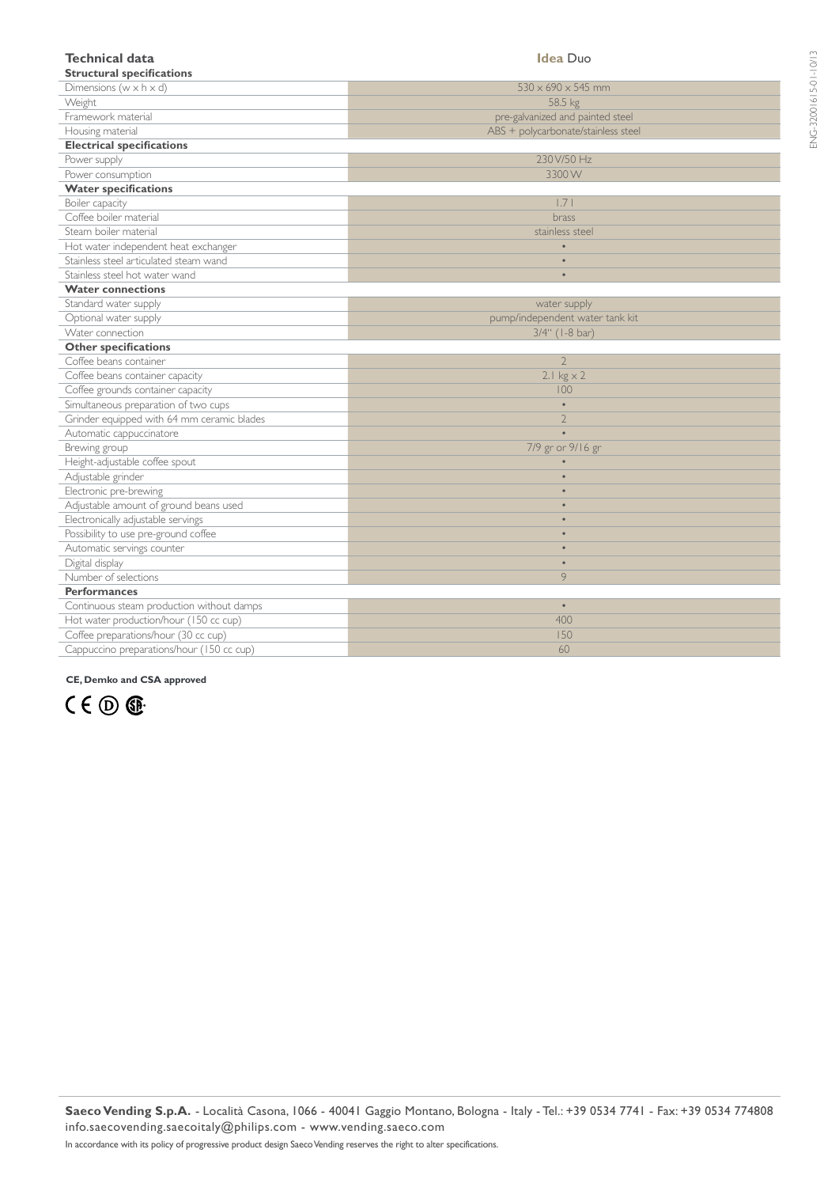| Technical data | **Idea** Duo |
| --- | --- |
| **Structural specifications** | |
| Dimensions (w x h x d) | 530 x 690 x 545 mm |
| Weight | 58.5 kg |
| Framework material | pre-galvanized and painted steel |
| Housing material | ABS + polycarbonate/stainless steel |
| **Electrical specifications** | |
| Power supply | 230 V/50 Hz |
| Power consumption | 3300 W |
| **Water specifications** | |
| Boiler capacity | 1.7 l |
| Coffee boiler material | brass |
| Steam boiler material | stainless steel |
| Hot water independent heat exchanger | • |
| Stainless steel articulated steam wand | • |
| Stainless steel hot water wand | • |
| **Water connections** | |
| Standard water supply | water supply |
| Optional water supply | pump/independent water tank kit |
| Water connection | 3/4" (1-8 bar) |
| **Other specifications** | |
| Coffee beans container | 2 |
| Coffee beans container capacity | 2.1 kg x 2 |
| Coffee grounds container capacity | 100 |
| Simultaneous preparation of two cups | • |
| Grinder equipped with 64 mm ceramic blades | 2 |
| Automatic cappuccinatore | • |
| Brewing group | 7/9 gr or 9/16 gr |
| Height-adjustable coffee spout | • |
| Adjustable grinder | • |
| Electronic pre-brewing | • |
| Adjustable amount of ground beans used | • |
| Electronically adjustable servings | • |
| Possibility to use pre-ground coffee | • |
| Automatic servings counter | • |
| Digital display | • |
| Number of selections | 9 |
| **Performances** | |
| Continuous steam production without damps | • |
| Hot water production/hour (150 cc cup) | 400 |
| Coffee preparations/hour (30 cc cup) | 150 |
| Cappuccino preparations/hour (150 cc cup) | 60 |

**CE, Demko and CSA approved**

**Saeco Vending S.p.A.** - Località Casona, 1066 - 40041 Gaggio Montano, Bologna - Italy - Tel.: +39 0534 7741 - Fax: +39 0534 774808
info.saecovending.saecoitaly@philips.com - www.vending.saeco.com

In accordance with its policy of progressive product design Saeco Vending reserves the right to alter specifications.